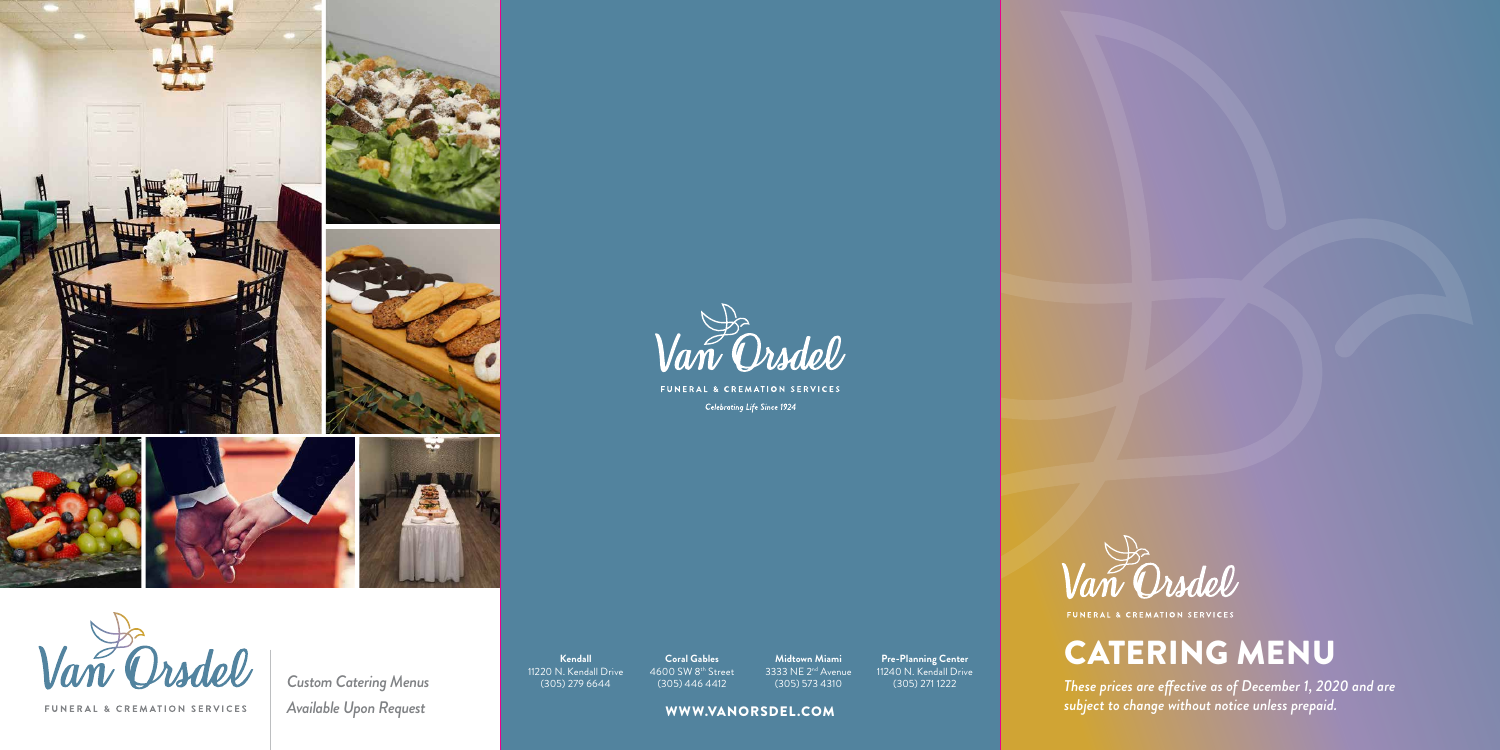Van Orsdel

FUNERAL & CREMATION SERVICES

*Custom Catering Menus Available Upon Request*

Van Orsdel

FUNERAL & CREMATION SERVICES

*Celebrating Life Since 1924*

| **Kendall** | **Coral Gables** | **Midtown Miami** | **Pre-Planning Center** |
| --- | --- | --- | --- |
| 11220 N. Kendall Drive | 4600 SW 8th Street | 3333 NE 2nd Avenue | 11240 N. Kendall Drive |
| (305) 279 6644 | (305) 446 4412 | (305) 573 4310 | (305) 271 1222 |

**WWW.VANORSDEL.COM**

Van Orsdel

FUNERAL & CREMATION SERVICES

# CATERING MENU

*These prices are effective as of December 1, 2020 and are subject to change without notice unless prepaid.*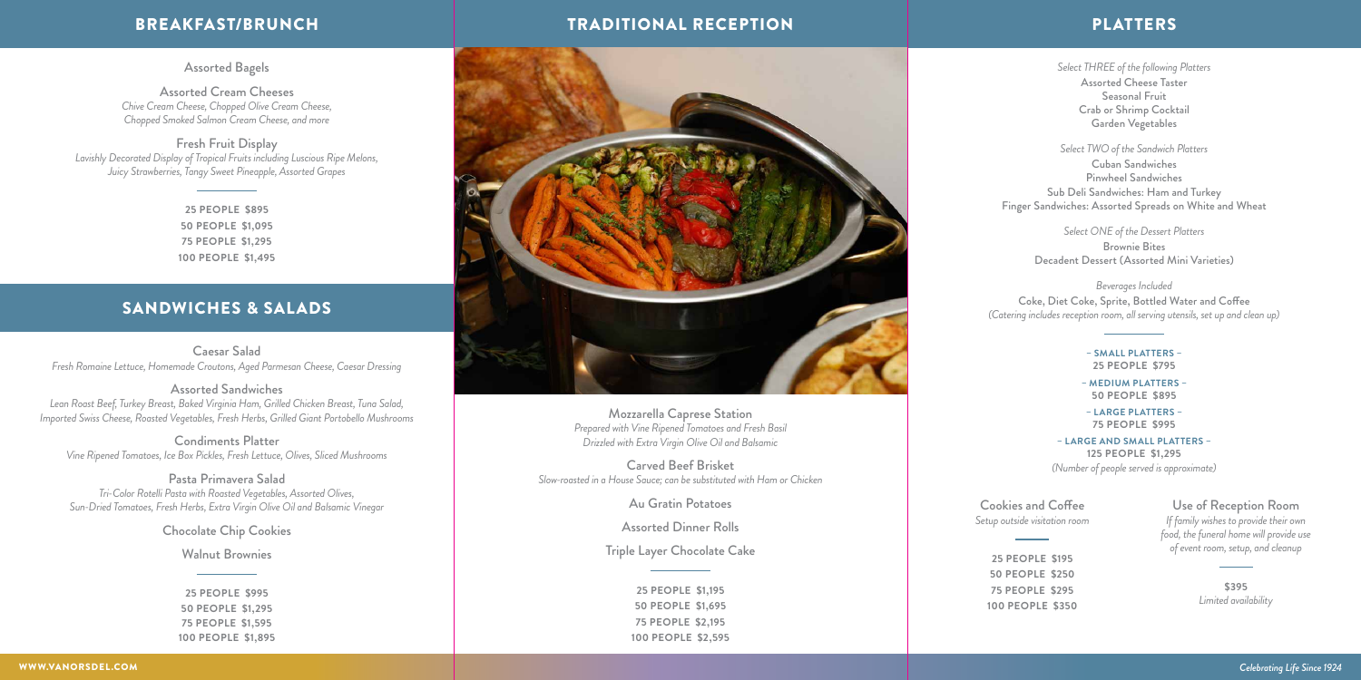## BREAKFAST/BRUNCH

Assorted Bagels

Assorted Cream Cheeses
*Chive Cream Cheese, Chopped Olive Cream Cheese, Chopped Smoked Salmon Cream Cheese, and more*

Fresh Fruit Display
*Lavishly Decorated Display of Tropical Fruits including Luscious Ripe Melons, Juicy Strawberries, Tangy Sweet Pineapple, Assorted Grapes*

**25 PEOPLE $895**
**50 PEOPLE $1,095**
**75 PEOPLE $1,295**
**100 PEOPLE $1,495**

## SANDWICHES & SALADS

Caesar Salad
*Fresh Romaine Lettuce, Homemade Croutons, Aged Parmesan Cheese, Caesar Dressing*

Assorted Sandwiches
*Lean Roast Beef, Turkey Breast, Baked Virginia Ham, Grilled Chicken Breast, Tuna Salad, Imported Swiss Cheese, Roasted Vegetables, Fresh Herbs, Grilled Giant Portobello Mushrooms*

Condiments Platter
*Vine Ripened Tomatoes, Ice Box Pickles, Fresh Lettuce, Olives, Sliced Mushrooms*

Pasta Primavera Salad
*Tri-Color Rotelli Pasta with Roasted Vegetables, Assorted Olives, Sun-Dried Tomatoes, Fresh Herbs, Extra Virgin Olive Oil and Balsamic Vinegar*

Chocolate Chip Cookies

Walnut Brownies

**25 PEOPLE $995**
**50 PEOPLE $1,295**
**75 PEOPLE $1,595**
**100 PEOPLE $1,895**

## TRADITIONAL RECEPTION

Mozzarella Caprese Station
*Prepared with Vine Ripened Tomatoes and Fresh Basil Drizzled with Extra Virgin Olive Oil and Balsamic*

Carved Beef Brisket
*Slow-roasted in a House Sauce; can be substituted with Ham or Chicken*

Au Gratin Potatoes

Assorted Dinner Rolls

Triple Layer Chocolate Cake

**25 PEOPLE $1,195**
**50 PEOPLE $1,695**
**75 PEOPLE $2,195**
**100 PEOPLE $2,595**

## PLATTERS

*Select THREE of the following Platters*
Assorted Cheese Taster
Seasonal Fruit
Crab or Shrimp Cocktail
Garden Vegetables

*Select TWO of the Sandwich Platters*
Cuban Sandwiches
Pinwheel Sandwiches
Sub Deli Sandwiches: Ham and Turkey
Finger Sandwiches: Assorted Spreads on White and Wheat

*Select ONE of the Dessert Platters*
Brownie Bites
Decadent Dessert (Assorted Mini Varieties)

*Beverages Included*
Coke, Diet Coke, Sprite, Bottled Water and Coffee
*(Catering includes reception room, all serving utensils, set up and clean up)*

**– SMALL PLATTERS –**
**25 PEOPLE $795**

**– MEDIUM PLATTERS –**
**50 PEOPLE $895**

**– LARGE PLATTERS –**
**75 PEOPLE $995**

**– LARGE AND SMALL PLATTERS –**
**125 PEOPLE $1,295**
*(Number of people served is approximate)*

Cookies and Coffee
*Setup outside visitation room*

**25 PEOPLE $195**
**50 PEOPLE $250**
**75 PEOPLE $295**
**100 PEOPLE $350**

Use of Reception Room
*If family wishes to provide their own food, the funeral home will provide use of event room, setup, and cleanup*

**$395**
*Limited availability*

WWW.VANORSDEL.COM

*Celebrating Life Since 1924*